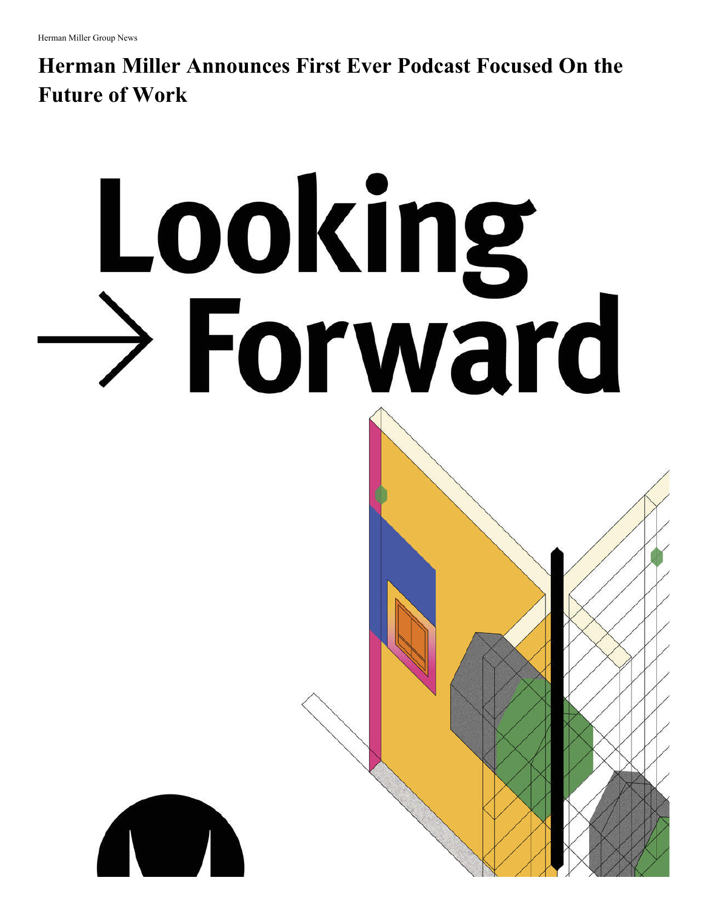Herman Miller Group News

# Herman Miller Announces First Ever Podcast Focused On the Future of Work

Looking → Forward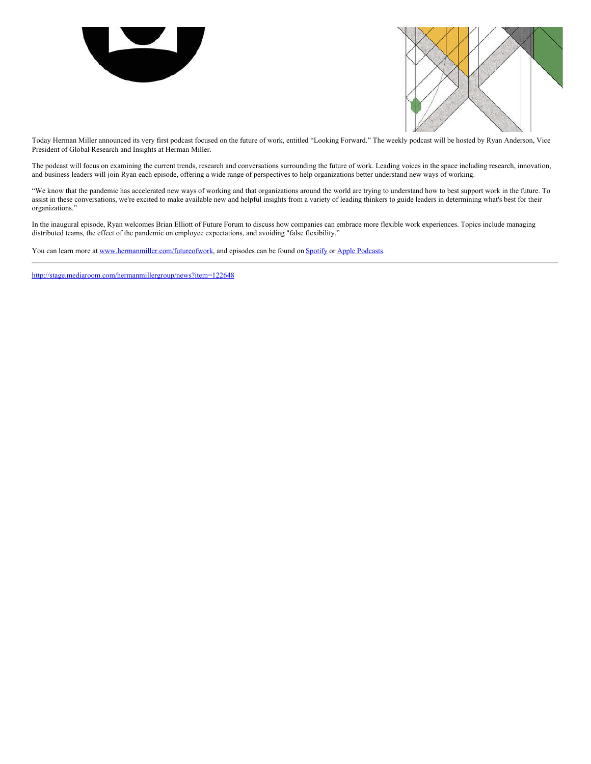Today Herman Miller announced its very first podcast focused on the future of work, entitled “Looking Forward.” The weekly podcast will be hosted by Ryan Anderson, Vice President of Global Research and Insights at Herman Miller.

The podcast will focus on examining the current trends, research and conversations surrounding the future of work. Leading voices in the space including research, innovation, and business leaders will join Ryan each episode, offering a wide range of perspectives to help organizations better understand new ways of working.

“We know that the pandemic has accelerated new ways of working and that organizations around the world are trying to understand how to best support work in the future. To assist in these conversations, we're excited to make available new and helpful insights from a variety of leading thinkers to guide leaders in determining what's best for their organizations.”

In the inaugural episode, Ryan welcomes Brian Elliott of Future Forum to discuss how companies can embrace more flexible work experiences. Topics include managing distributed teams, the effect of the pandemic on employee expectations, and avoiding "false flexibility.”

You can learn more at [www.hermanmiller.com/futureofwork](http://www.hermanmiller.com/futureofwork), and episodes can be found on Spotify or Apple Podcasts.

---

http://stage.mediaroom.com/hermanmillergroup/news?item=122648